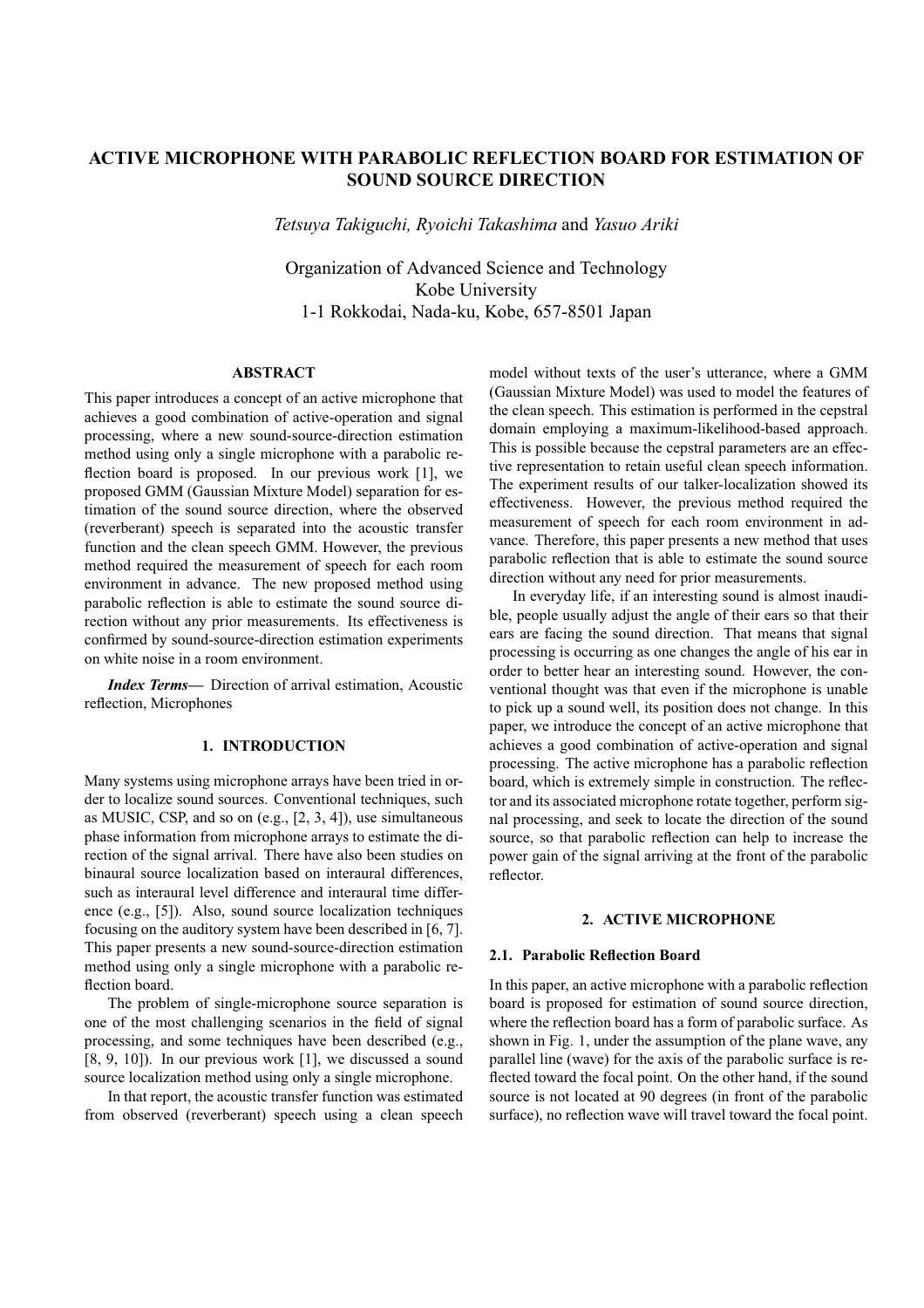# ACTIVE MICROPHONE WITH PARABOLIC REFLECTION BOARD FOR ESTIMATION OF SOUND SOURCE DIRECTION

*Tetsuya Takiguchi, Ryoichi Takashima* and *Yasuo Ariki*

Organization of Advanced Science and Technology
Kobe University
1-1 Rokkodai, Nada-ku, Kobe, 657-8501 Japan

## ABSTRACT

This paper introduces a concept of an active microphone that achieves a good combination of active-operation and signal processing, where a new sound-source-direction estimation method using only a single microphone with a parabolic reflection board is proposed. In our previous work [1], we proposed GMM (Gaussian Mixture Model) separation for estimation of the sound source direction, where the observed (reverberant) speech is separated into the acoustic transfer function and the clean speech GMM. However, the previous method required the measurement of speech for each room environment in advance. The new proposed method using parabolic reflection is able to estimate the sound source direction without any prior measurements. Its effectiveness is confirmed by sound-source-direction estimation experiments on white noise in a room environment.

***Index Terms*—** Direction of arrival estimation, Acoustic reflection, Microphones

## 1. INTRODUCTION

Many systems using microphone arrays have been tried in order to localize sound sources. Conventional techniques, such as MUSIC, CSP, and so on (e.g., [2, 3, 4]), use simultaneous phase information from microphone arrays to estimate the direction of the signal arrival. There have also been studies on binaural source localization based on interaural differences, such as interaural level difference and interaural time difference (e.g., [5]). Also, sound source localization techniques focusing on the auditory system have been described in [6, 7]. This paper presents a new sound-source-direction estimation method using only a single microphone with a parabolic reflection board.

The problem of single-microphone source separation is one of the most challenging scenarios in the field of signal processing, and some techniques have been described (e.g., [8, 9, 10]). In our previous work [1], we discussed a sound source localization method using only a single microphone.

In that report, the acoustic transfer function was estimated from observed (reverberant) speech using a clean speech model without texts of the user's utterance, where a GMM (Gaussian Mixture Model) was used to model the features of the clean speech. This estimation is performed in the cepstral domain employing a maximum-likelihood-based approach. This is possible because the cepstral parameters are an effective representation to retain useful clean speech information. The experiment results of our talker-localization showed its effectiveness. However, the previous method required the measurement of speech for each room environment in advance. Therefore, this paper presents a new method that uses parabolic reflection that is able to estimate the sound source direction without any need for prior measurements.

In everyday life, if an interesting sound is almost inaudible, people usually adjust the angle of their ears so that their ears are facing the sound direction. That means that signal processing is occurring as one changes the angle of his ear in order to better hear an interesting sound. However, the conventional thought was that even if the microphone is unable to pick up a sound well, its position does not change. In this paper, we introduce the concept of an active microphone that achieves a good combination of active-operation and signal processing. The active microphone has a parabolic reflection board, which is extremely simple in construction. The reflector and its associated microphone rotate together, perform signal processing, and seek to locate the direction of the sound source, so that parabolic reflection can help to increase the power gain of the signal arriving at the front of the parabolic reflector.

## 2. ACTIVE MICROPHONE

### 2.1. Parabolic Reflection Board

In this paper, an active microphone with a parabolic reflection board is proposed for estimation of sound source direction, where the reflection board has a form of parabolic surface. As shown in Fig. 1, under the assumption of the plane wave, any parallel line (wave) for the axis of the parabolic surface is reflected toward the focal point. On the other hand, if the sound source is not located at 90 degrees (in front of the parabolic surface), no reflection wave will travel toward the focal point.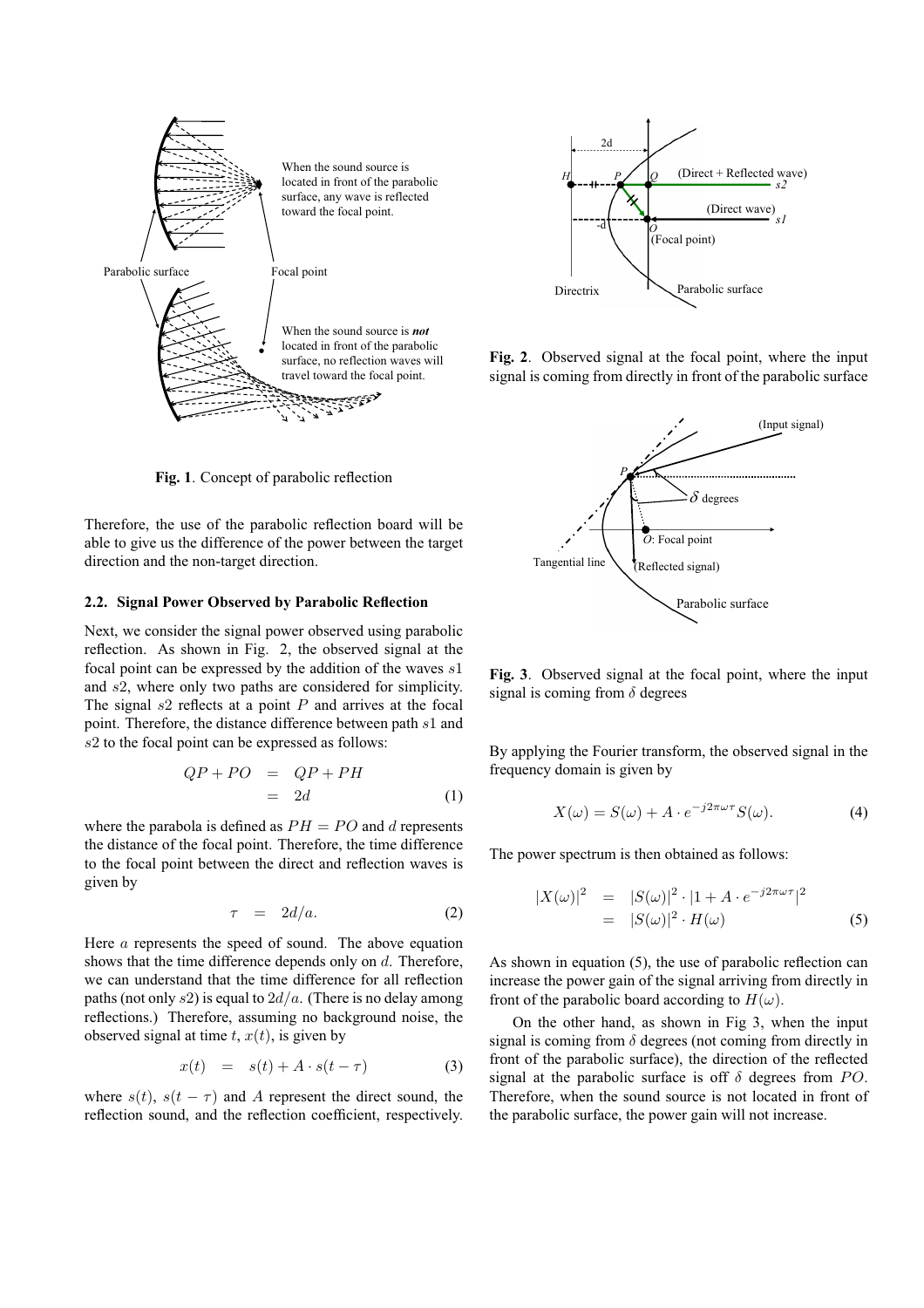When the sound source is located in front of the parabolic surface, any wave is reflected toward the focal point.

Parabolic surface

Focal point

When the sound source is ***not*** located in front of the parabolic surface, no reflection waves will travel toward the focal point.

**Fig. 1**. Concept of parabolic reflection

Therefore, the use of the parabolic reflection board will be able to give us the difference of the power between the target direction and the non-target direction.

### 2.2. Signal Power Observed by Parabolic Reflection

Next, we consider the signal power observed using parabolic reflection. As shown in Fig. 2, the observed signal at the focal point can be expressed by the addition of the waves $s1$ and $s2$, where only two paths are considered for simplicity. The signal $s2$ reflects at a point $P$ and arrives at the focal point. Therefore, the distance difference between path $s1$ and $s2$ to the focal point can be expressed as follows:

$$\begin{aligned} QP + PO &= QP + PH \\ &= 2d \end{aligned} \quad (1)$$

where the parabola is defined as $PH = PO$ and $d$ represents the distance of the focal point. Therefore, the time difference to the focal point between the direct and reflection waves is given by

$$\tau = 2d/a. \quad (2)$$

Here $a$ represents the speed of sound. The above equation shows that the time difference depends only on $d$. Therefore, we can understand that the time difference for all reflection paths (not only $s2$) is equal to $2d/a$. (There is no delay among reflections.) Therefore, assuming no background noise, the observed signal at time $t$, $x(t)$, is given by

$$x(t) = s(t) + A \cdot s(t - \tau) \quad (3)$$

where $s(t)$, $s(t - \tau)$ and $A$ represent the direct sound, the reflection sound, and the reflection coefficient, respectively.

2d

H P Q (Direct + Reflected wave) s2

(Direct wave) s1

-d O (Focal point)

Directrix

Parabolic surface

**Fig. 2**. Observed signal at the focal point, where the input signal is coming from directly in front of the parabolic surface

(Input signal)

P

$\delta$ degrees

O: Focal point

Tangential line

(Reflected signal)

Parabolic surface

**Fig. 3**. Observed signal at the focal point, where the input signal is coming from $\delta$ degrees

By applying the Fourier transform, the observed signal in the frequency domain is given by

$$X(\omega) = S(\omega) + A \cdot e^{-j2\pi\omega\tau} S(\omega). \quad (4)$$

The power spectrum is then obtained as follows:

$$\begin{aligned} |X(\omega)|^2 &= |S(\omega)|^2 \cdot |1 + A \cdot e^{-j2\pi\omega\tau}|^2 \\ &= |S(\omega)|^2 \cdot H(\omega) \end{aligned} \quad (5)$$

As shown in equation (5), the use of parabolic reflection can increase the power gain of the signal arriving from directly in front of the parabolic board according to $H(\omega)$.

On the other hand, as shown in Fig 3, when the input signal is coming from $\delta$ degrees (not coming from directly in front of the parabolic surface), the direction of the reflected signal at the parabolic surface is off $\delta$ degrees from $PO$. Therefore, when the sound source is not located in front of the parabolic surface, the power gain will not increase.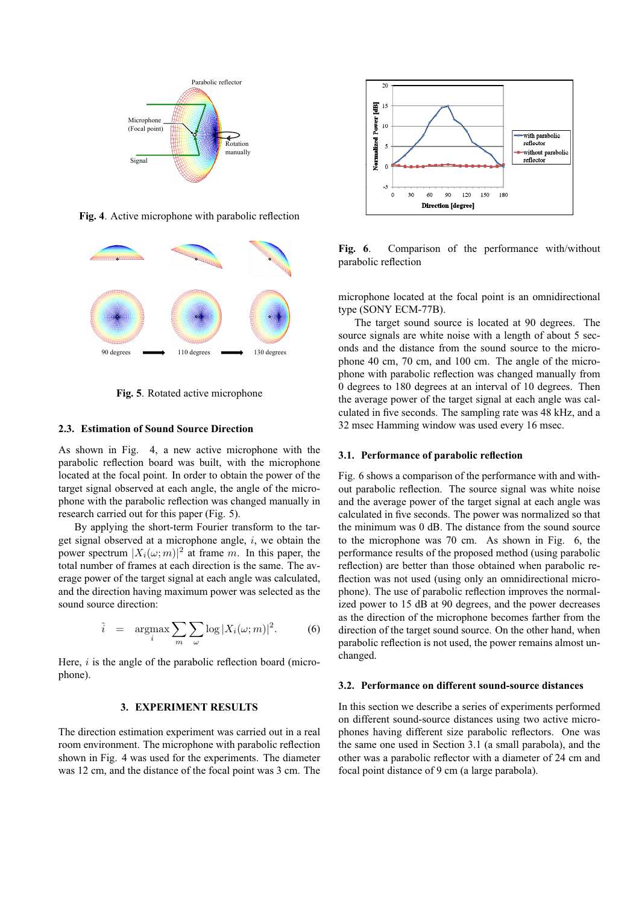Parabolic reflector

Microphone (Focal point)

Rotation manually

Signal

**Fig. 4**. Active microphone with parabolic reflection

90 degrees

110 degrees

130 degrees

**Fig. 5**. Rotated active microphone

### 2.3. Estimation of Sound Source Direction

As shown in Fig. 4, a new active microphone with the parabolic reflection board was built, with the microphone located at the focal point. In order to obtain the power of the target signal observed at each angle, the angle of the microphone with the parabolic reflection was changed manually in research carried out for this paper (Fig. 5).

By applying the short-term Fourier transform to the target signal observed at a microphone angle, $i$, we obtain the power spectrum $|X_i(\omega; m)|^2$ at frame $m$. In this paper, the total number of frames at each direction is the same. The average power of the target signal at each angle was calculated, and the direction having maximum power was selected as the sound source direction:

$$\hat{i} = \underset{i}{\operatorname{argmax}} \sum_{m} \sum_{\omega} \log |X_i(\omega; m)|^2. \qquad (6)$$

Here, $i$ is the angle of the parabolic reflection board (microphone).

## 3. EXPERIMENT RESULTS

The direction estimation experiment was carried out in a real room environment. The microphone with parabolic reflection shown in Fig. 4 was used for the experiments. The diameter was 12 cm, and the distance of the focal point was 3 cm. The microphone located at the focal point is an omnidirectional type (SONY ECM-77B).

Normalized Power [dB]

20
15
10
5
0
-5

0 30 60 90 120 150 180

Direction [degree]

with parabolic reflector

without parabolic reflector

**Fig. 6**. Comparison of the performance with/without parabolic reflection

The target sound source is located at 90 degrees. The source signals are white noise with a length of about 5 seconds and the distance from the sound source to the microphone 40 cm, 70 cm, and 100 cm. The angle of the microphone with parabolic reflection was changed manually from 0 degrees to 180 degrees at an interval of 10 degrees. Then the average power of the target signal at each angle was calculated in five seconds. The sampling rate was 48 kHz, and a 32 msec Hamming window was used every 16 msec.

### 3.1. Performance of parabolic reflection

Fig. 6 shows a comparison of the performance with and without parabolic reflection. The source signal was white noise and the average power of the target signal at each angle was calculated in five seconds. The power was normalized so that the minimum was 0 dB. The distance from the sound source to the microphone was 70 cm. As shown in Fig. 6, the performance results of the proposed method (using parabolic reflection) are better than those obtained when parabolic reflection was not used (using only an omnidirectional microphone). The use of parabolic reflection improves the normalized power to 15 dB at 90 degrees, and the power decreases as the direction of the microphone becomes farther from the direction of the target sound source. On the other hand, when parabolic reflection is not used, the power remains almost unchanged.

### 3.2. Performance on different sound-source distances

In this section we describe a series of experiments performed on different sound-source distances using two active microphones having different size parabolic reflectors. One was the same one used in Section 3.1 (a small parabola), and the other was a parabolic reflector with a diameter of 24 cm and focal point distance of 9 cm (a large parabola).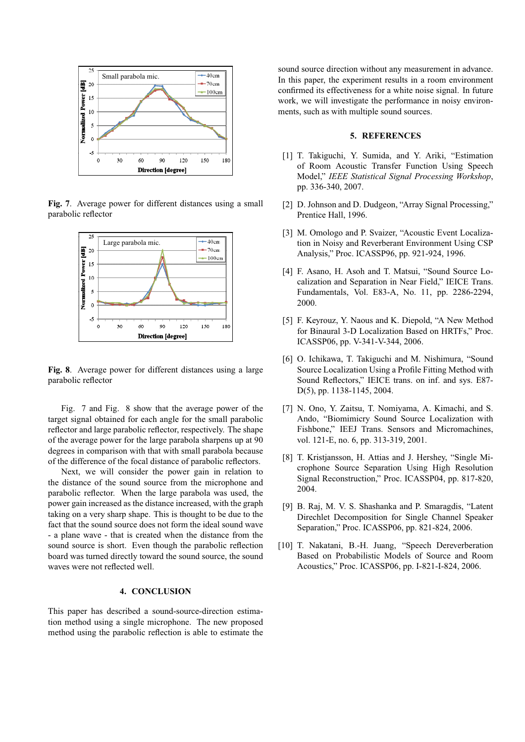Small parabola mic.

Normalized Power [dB]

25
20
15
10
5
0
-5

0 30 60 90 120 150 180

Direction [degree]

40cm
70cm
100cm

**Fig. 7**. Average power for different distances using a small parabolic reflector

Large parabola mic.

Normalized Power [dB]

25
20
15
10
5
0
-5

0 30 60 90 120 150 180

Direction [degree]

40cm
70cm
100cm

**Fig. 8**. Average power for different distances using a large parabolic reflector

Fig. 7 and Fig. 8 show that the average power of the target signal obtained for each angle for the small parabolic reflector and large parabolic reflector, respectively. The shape of the average power for the large parabola sharpens up at 90 degrees in comparison with that with small parabola because of the difference of the focal distance of parabolic reflectors.

Next, we will consider the power gain in relation to the distance of the sound source from the microphone and parabolic reflector. When the large parabola was used, the power gain increased as the distance increased, with the graph taking on a very sharp shape. This is thought to be due to the fact that the sound source does not form the ideal sound wave - a plane wave - that is created when the distance from the sound source is short. Even though the parabolic reflection board was turned directly toward the sound source, the sound waves were not reflected well.

## 4. CONCLUSION

This paper has described a sound-source-direction estimation method using a single microphone. The new proposed method using the parabolic reflection is able to estimate the sound source direction without any measurement in advance. In this paper, the experiment results in a room environment confirmed its effectiveness for a white noise signal. In future work, we will investigate the performance in noisy environments, such as with multiple sound sources.

## 5. REFERENCES

[1] T. Takiguchi, Y. Sumida, and Y. Ariki, "Estimation of Room Acoustic Transfer Function Using Speech Model," *IEEE Statistical Signal Processing Workshop*, pp. 336-340, 2007.

[2] D. Johnson and D. Dudgeon, "Array Signal Processing," Prentice Hall, 1996.

[3] M. Omologo and P. Svaizer, "Acoustic Event Localization in Noisy and Reverberant Environment Using CSP Analysis," Proc. ICASSP96, pp. 921-924, 1996.

[4] F. Asano, H. Asoh and T. Matsui, "Sound Source Localization and Separation in Near Field," IEICE Trans. Fundamentals, Vol. E83-A, No. 11, pp. 2286-2294, 2000.

[5] F. Keyrouz, Y. Naous and K. Diepold, "A New Method for Binaural 3-D Localization Based on HRTFs," Proc. ICASSP06, pp. V-341-V-344, 2006.

[6] O. Ichikawa, T. Takiguchi and M. Nishimura, "Sound Source Localization Using a Profile Fitting Method with Sound Reflectors," IEICE trans. on inf. and sys. E87-D(5), pp. 1138-1145, 2004.

[7] N. Ono, Y. Zaitsu, T. Nomiyama, A. Kimachi, and S. Ando, "Biomimicry Sound Source Localization with Fishbone," IEEJ Trans. Sensors and Micromachines, vol. 121-E, no. 6, pp. 313-319, 2001.

[8] T. Kristjansson, H. Attias and J. Hershey, "Single Microphone Source Separation Using High Resolution Signal Reconstruction," Proc. ICASSP04, pp. 817-820, 2004.

[9] B. Raj, M. V. S. Shashanka and P. Smaragdis, "Latent Direchlet Decomposition for Single Channel Speaker Separation," Proc. ICASSP06, pp. 821-824, 2006.

[10] T. Nakatani, B.-H. Juang, "Speech Dereverberation Based on Probabilistic Models of Source and Room Acoustics," Proc. ICASSP06, pp. I-821-I-824, 2006.